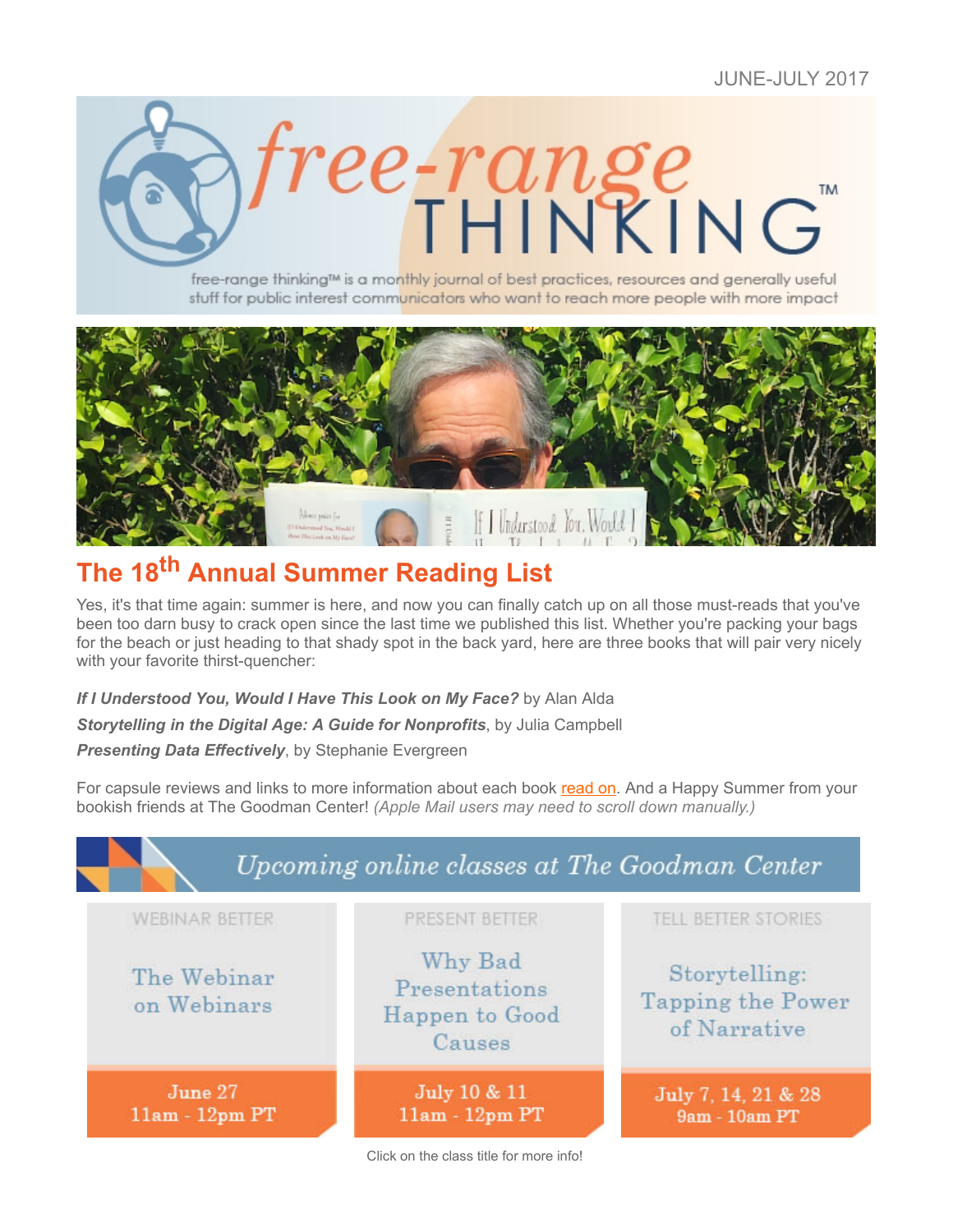JUNE-JULY 2017

free-range THINKING™

free-range thinking™ is a monthly journal of best practices, resources and generally useful stuff for public interest communicators who want to reach more people with more impact

## The 18th Annual Summer Reading List

Yes, it's that time again: summer is here, and now you can finally catch up on all those must-reads that you've been too darn busy to crack open since the last time we published this list. Whether you're packing your bags for the beach or just heading to that shady spot in the back yard, here are three books that will pair very nicely with your favorite thirst-quencher:

***If I Understood You, Would I Have This Look on My Face?*** by Alan Alda

***Storytelling in the Digital Age: A Guide for Nonprofits***, by Julia Campbell

***Presenting Data Effectively***, by Stephanie Evergreen

For capsule reviews and links to more information about each book read on. And a Happy Summer from your bookish friends at The Goodman Center! *(Apple Mail users may need to scroll down manually.)*

### Upcoming online classes at The Goodman Center

| WEBINAR BETTER | PRESENT BETTER | TELL BETTER STORIES |
| --- | --- | --- |
| The Webinar on Webinars | Why Bad Presentations Happen to Good Causes | Storytelling: Tapping the Power of Narrative |
| June 27 11am - 12pm PT | July 10 & 11 11am - 12pm PT | July 7, 14, 21 & 28 9am - 10am PT |

Click on the class title for more info!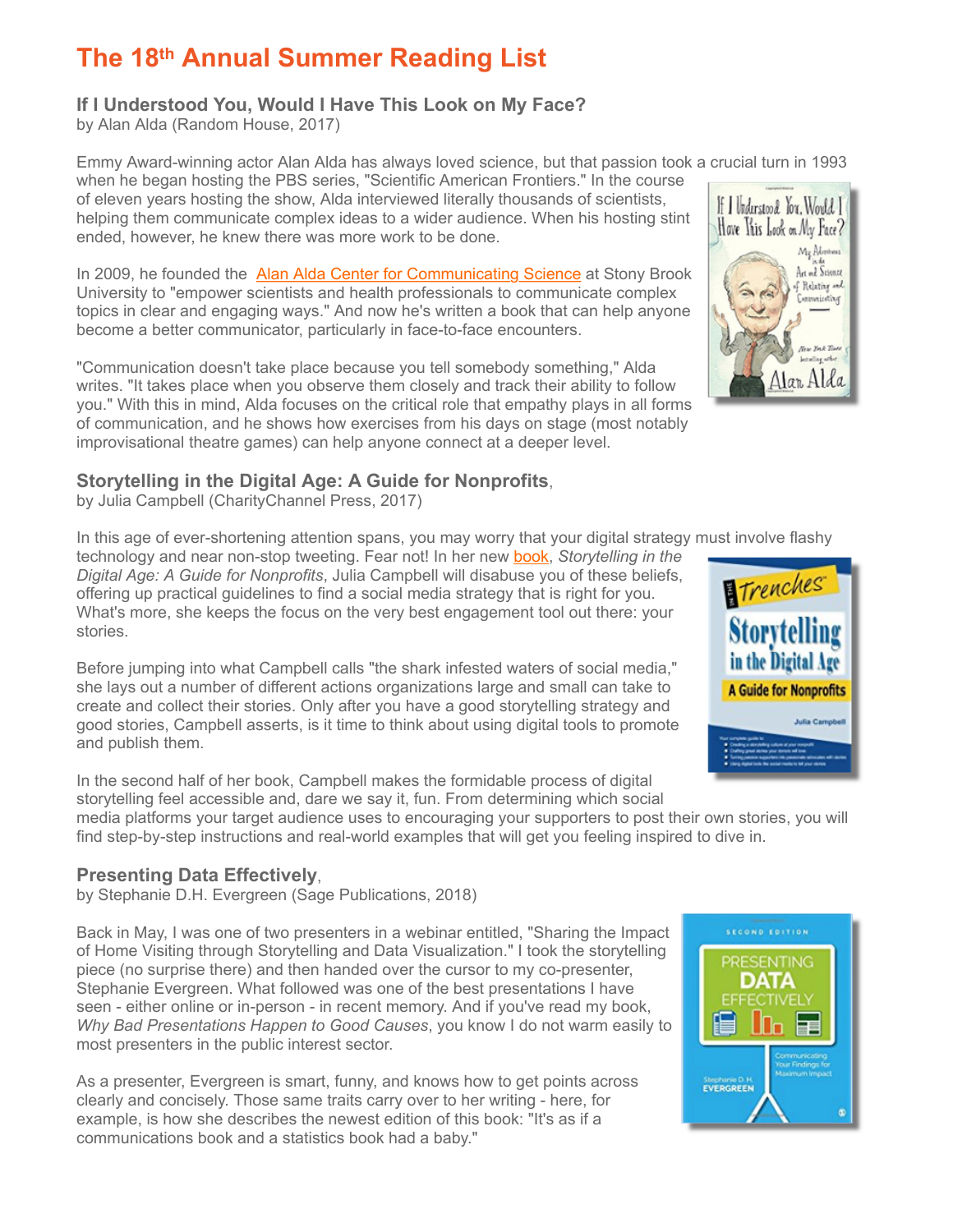# The 18th Annual Summer Reading List

### If I Understood You, Would I Have This Look on My Face?

by Alan Alda (Random House, 2017)

Emmy Award-winning actor Alan Alda has always loved science, but that passion took a crucial turn in 1993 when he began hosting the PBS series, "Scientific American Frontiers." In the course of eleven years hosting the show, Alda interviewed literally thousands of scientists, helping them communicate complex ideas to a wider audience. When his hosting stint ended, however, he knew there was more work to be done.

In 2009, he founded the Alan Alda Center for Communicating Science at Stony Brook University to "empower scientists and health professionals to communicate complex topics in clear and engaging ways." And now he's written a book that can help anyone become a better communicator, particularly in face-to-face encounters.

"Communication doesn't take place because you tell somebody something," Alda writes. "It takes place when you observe them closely and track their ability to follow you." With this in mind, Alda focuses on the critical role that empathy plays in all forms of communication, and he shows how exercises from his days on stage (most notably improvisational theatre games) can help anyone connect at a deeper level.

### Storytelling in the Digital Age: A Guide for Nonprofits,

by Julia Campbell (CharityChannel Press, 2017)

In this age of ever-shortening attention spans, you may worry that your digital strategy must involve flashy technology and near non-stop tweeting. Fear not! In her new book, *Storytelling in the Digital Age: A Guide for Nonprofits*, Julia Campbell will disabuse you of these beliefs, offering up practical guidelines to find a social media strategy that is right for you. What's more, she keeps the focus on the very best engagement tool out there: your stories.

Before jumping into what Campbell calls "the shark infested waters of social media," she lays out a number of different actions organizations large and small can take to create and collect their stories. Only after you have a good storytelling strategy and good stories, Campbell asserts, is it time to think about using digital tools to promote and publish them.

In the second half of her book, Campbell makes the formidable process of digital storytelling feel accessible and, dare we say it, fun. From determining which social media platforms your target audience uses to encouraging your supporters to post their own stories, you will find step-by-step instructions and real-world examples that will get you feeling inspired to dive in.

### Presenting Data Effectively,

by Stephanie D.H. Evergreen (Sage Publications, 2018)

Back in May, I was one of two presenters in a webinar entitled, "Sharing the Impact of Home Visiting through Storytelling and Data Visualization." I took the storytelling piece (no surprise there) and then handed over the cursor to my co-presenter, Stephanie Evergreen. What followed was one of the best presentations I have seen - either online or in-person - in recent memory. And if you've read my book, *Why Bad Presentations Happen to Good Causes*, you know I do not warm easily to most presenters in the public interest sector.

As a presenter, Evergreen is smart, funny, and knows how to get points across clearly and concisely. Those same traits carry over to her writing - here, for example, is how she describes the newest edition of this book: "It's as if a communications book and a statistics book had a baby."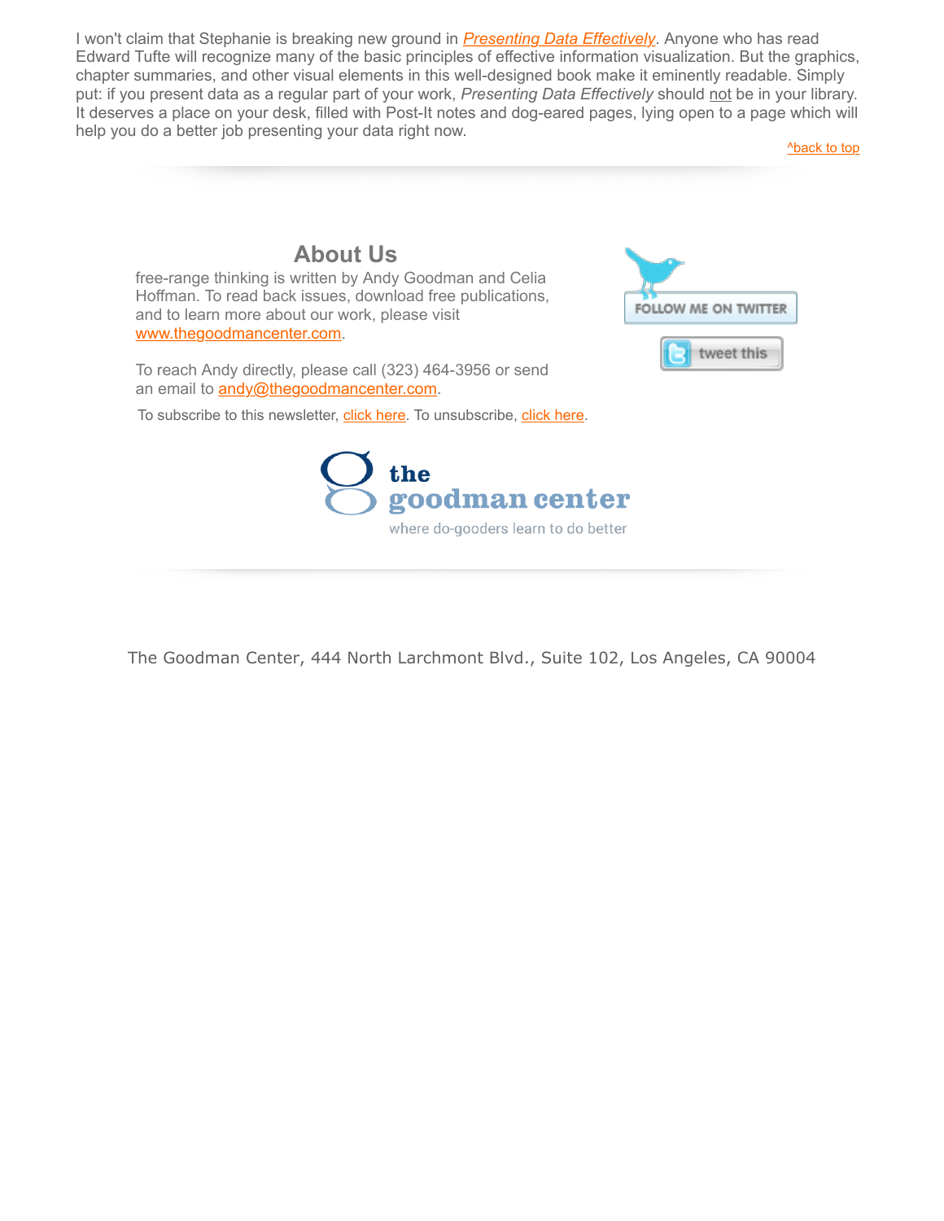I won't claim that Stephanie is breaking new ground in *Presenting Data Effectively*. Anyone who has read Edward Tufte will recognize many of the basic principles of effective information visualization. But the graphics, chapter summaries, and other visual elements in this well-designed book make it eminently readable. Simply put: if you present data as a regular part of your work, *Presenting Data Effectively* should not be in your library. It deserves a place on your desk, filled with Post-It notes and dog-eared pages, lying open to a page which will help you do a better job presenting your data right now.

^back to top

## About Us

free-range thinking is written by Andy Goodman and Celia Hoffman. To read back issues, download free publications, and to learn more about our work, please visit www.thegoodmancenter.com.

To reach Andy directly, please call (323) 464-3956 or send an email to andy@thegoodmancenter.com.

To subscribe to this newsletter, click here. To unsubscribe, click here.

FOLLOW ME ON TWITTER

tweet this

the goodman center

where do-gooders learn to do better

The Goodman Center, 444 North Larchmont Blvd., Suite 102, Los Angeles, CA 90004